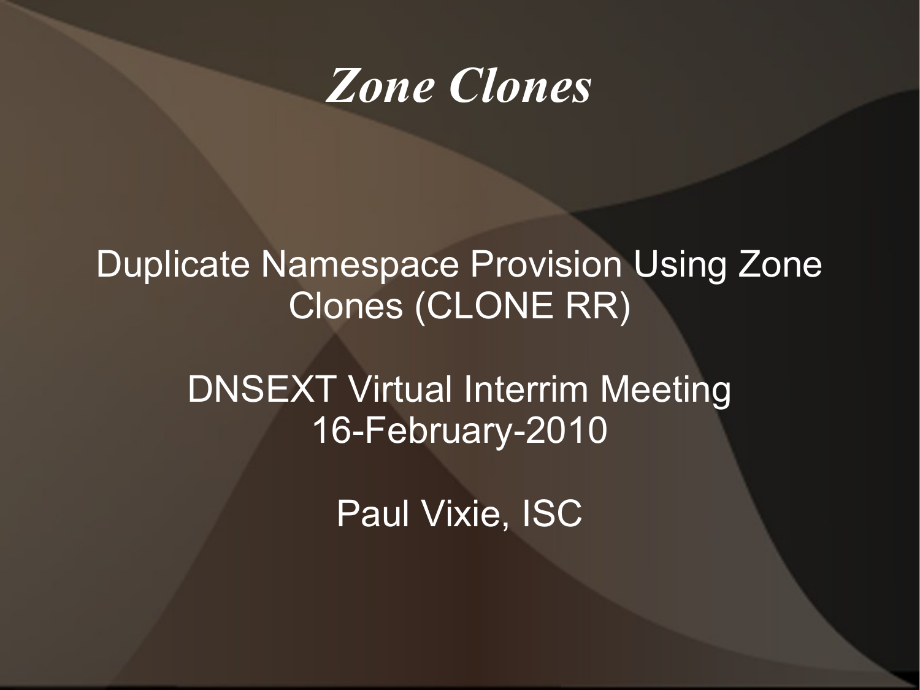# *Zone Clones*

Duplicate Namespace Provision Using Zone Clones (CLONE RR)

DNSEXT Virtual Interrim Meeting
16-February-2010

Paul Vixie, ISC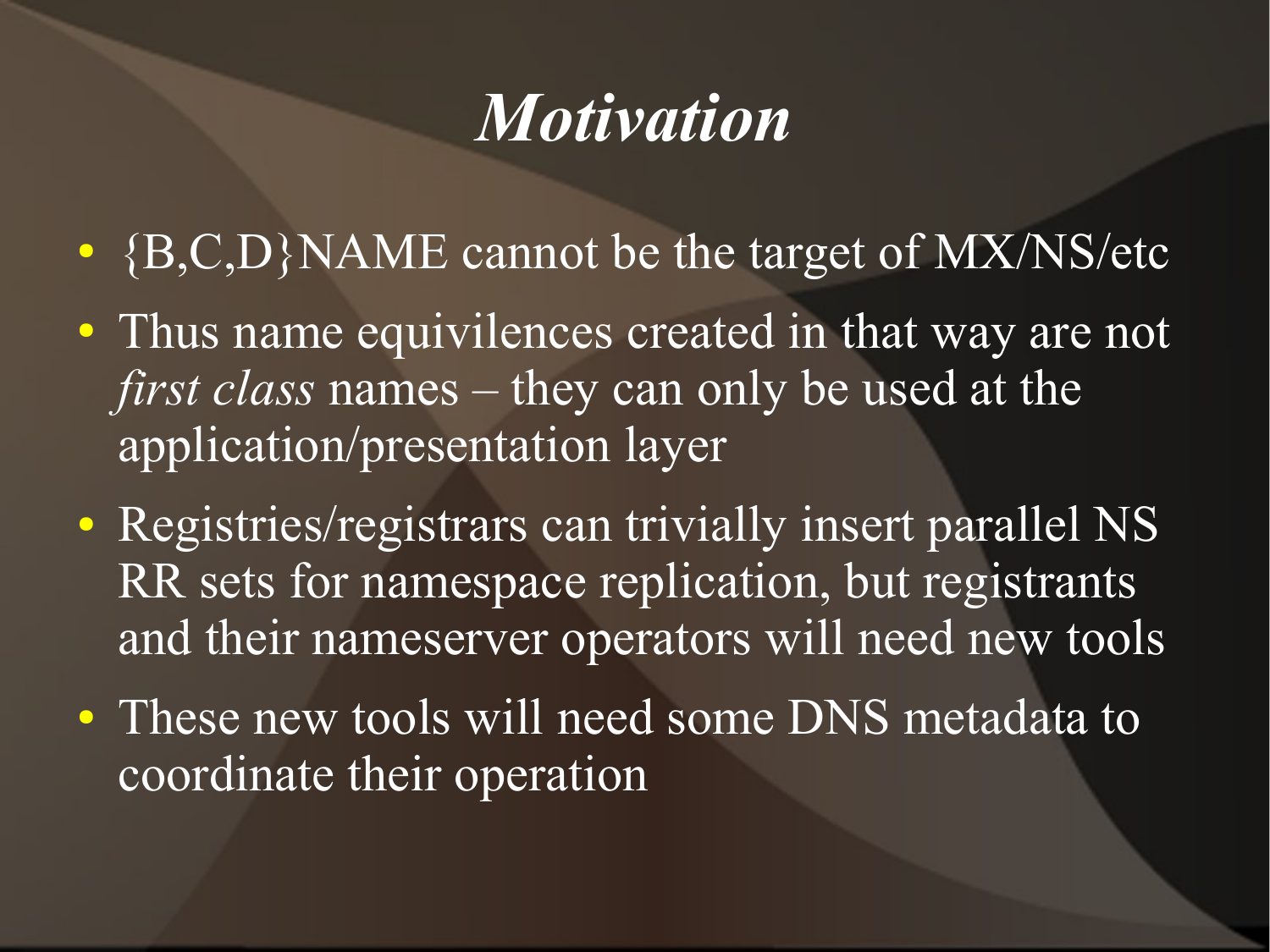# *Motivation*

- {B,C,D}NAME cannot be the target of MX/NS/etc
- Thus name equivilences created in that way are not *first class* names – they can only be used at the application/presentation layer
- Registries/registrars can trivially insert parallel NS RR sets for namespace replication, but registrants and their nameserver operators will need new tools
- These new tools will need some DNS metadata to coordinate their operation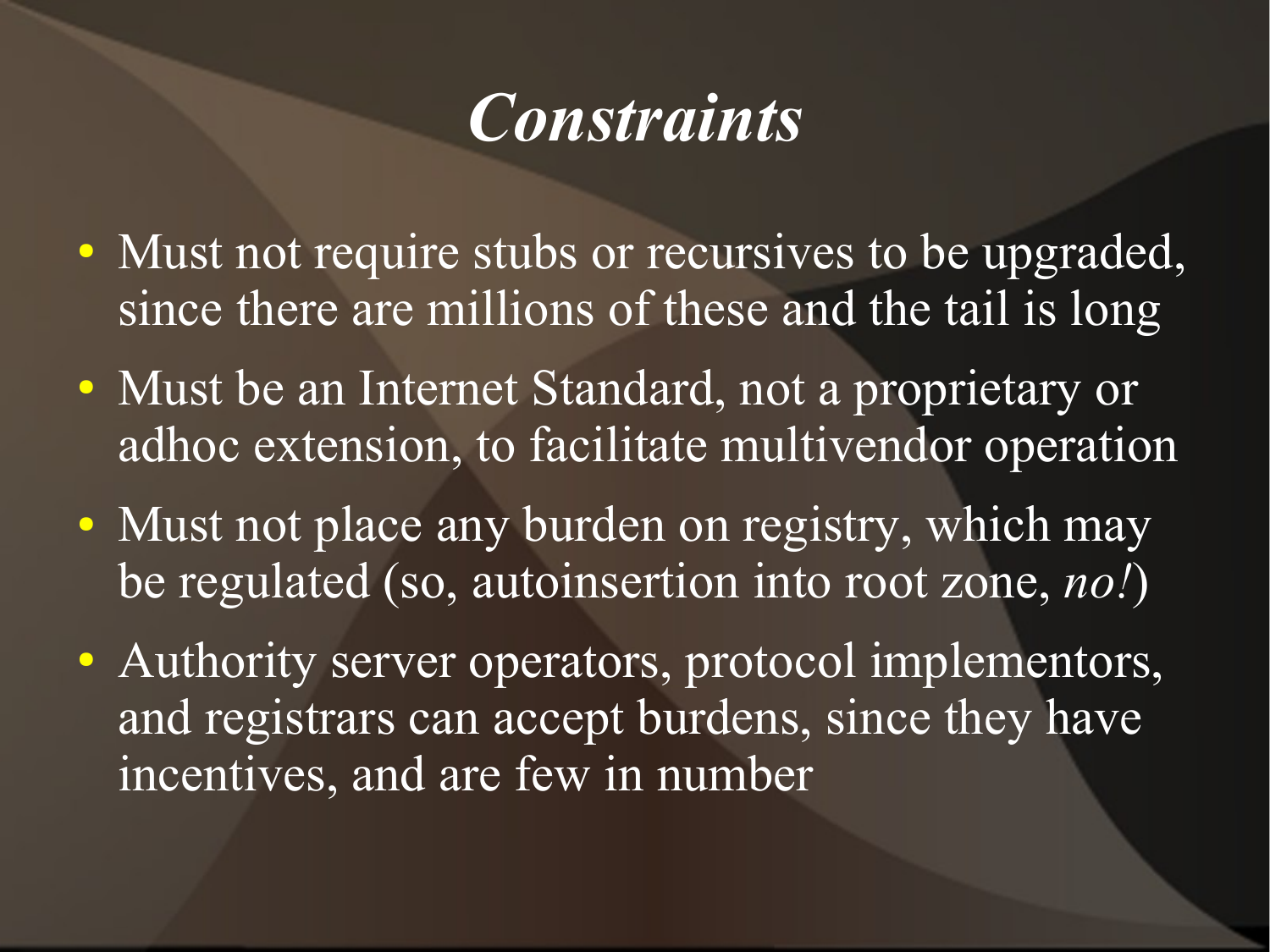# *Constraints*

- Must not require stubs or recursives to be upgraded, since there are millions of these and the tail is long
- Must be an Internet Standard, not a proprietary or adhoc extension, to facilitate multivendor operation
- Must not place any burden on registry, which may be regulated (so, autoinsertion into root zone, *no!*)
- Authority server operators, protocol implementors, and registrars can accept burdens, since they have incentives, and are few in number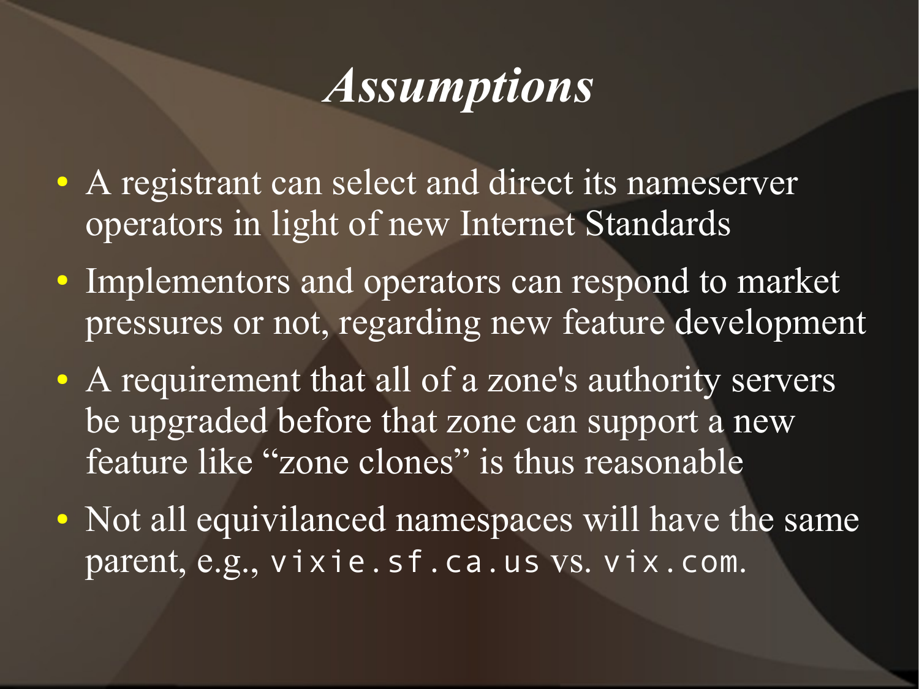# *Assumptions*

- A registrant can select and direct its nameserver operators in light of new Internet Standards
- Implementors and operators can respond to market pressures or not, regarding new feature development
- A requirement that all of a zone's authority servers be upgraded before that zone can support a new feature like "zone clones" is thus reasonable
- Not all equivilanced namespaces will have the same parent, e.g., `vixie.sf.ca.us` vs. `vix.com`.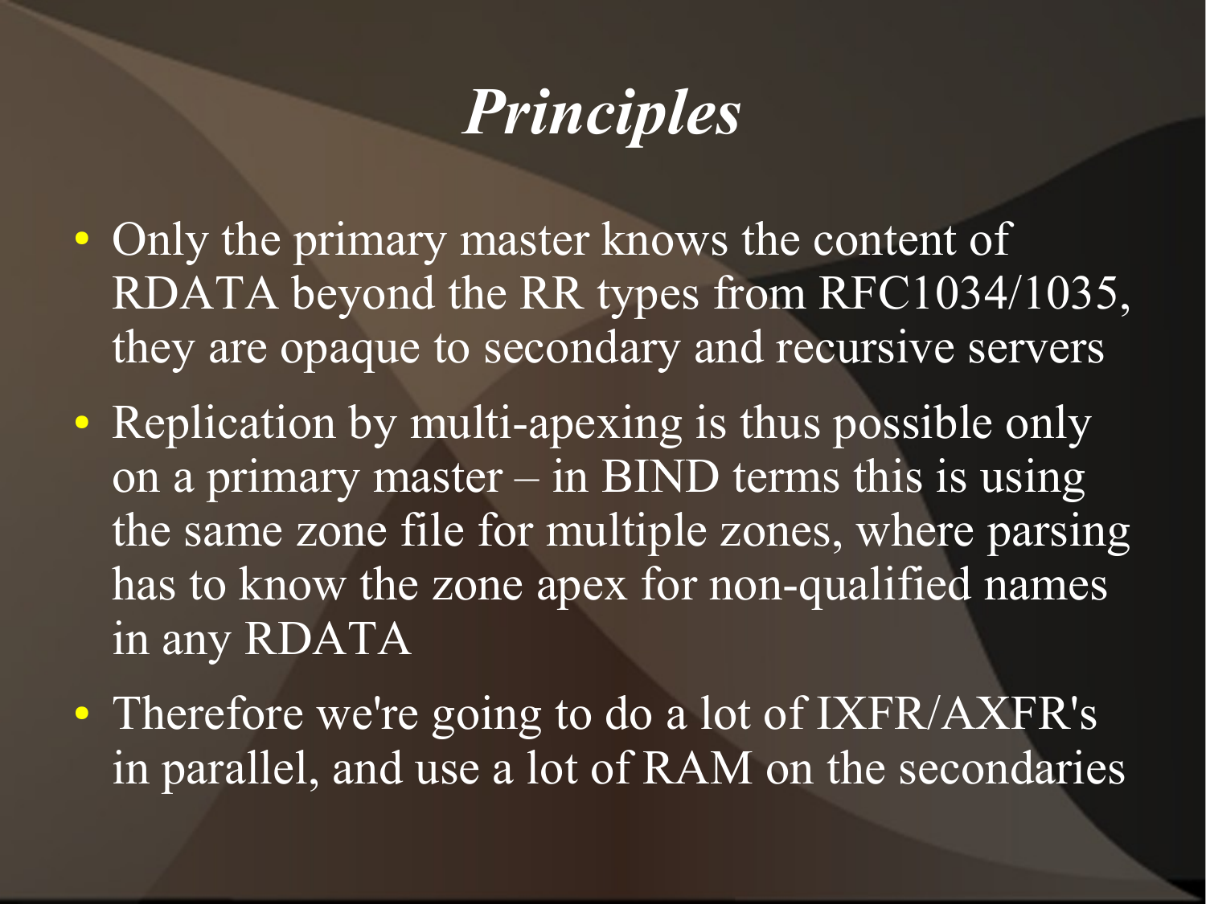# *Principles*

- Only the primary master knows the content of RDATA beyond the RR types from RFC1034/1035, they are opaque to secondary and recursive servers
- Replication by multi-apexing is thus possible only on a primary master – in BIND terms this is using the same zone file for multiple zones, where parsing has to know the zone apex for non-qualified names in any RDATA
- Therefore we're going to do a lot of IXFR/AXFR's in parallel, and use a lot of RAM on the secondaries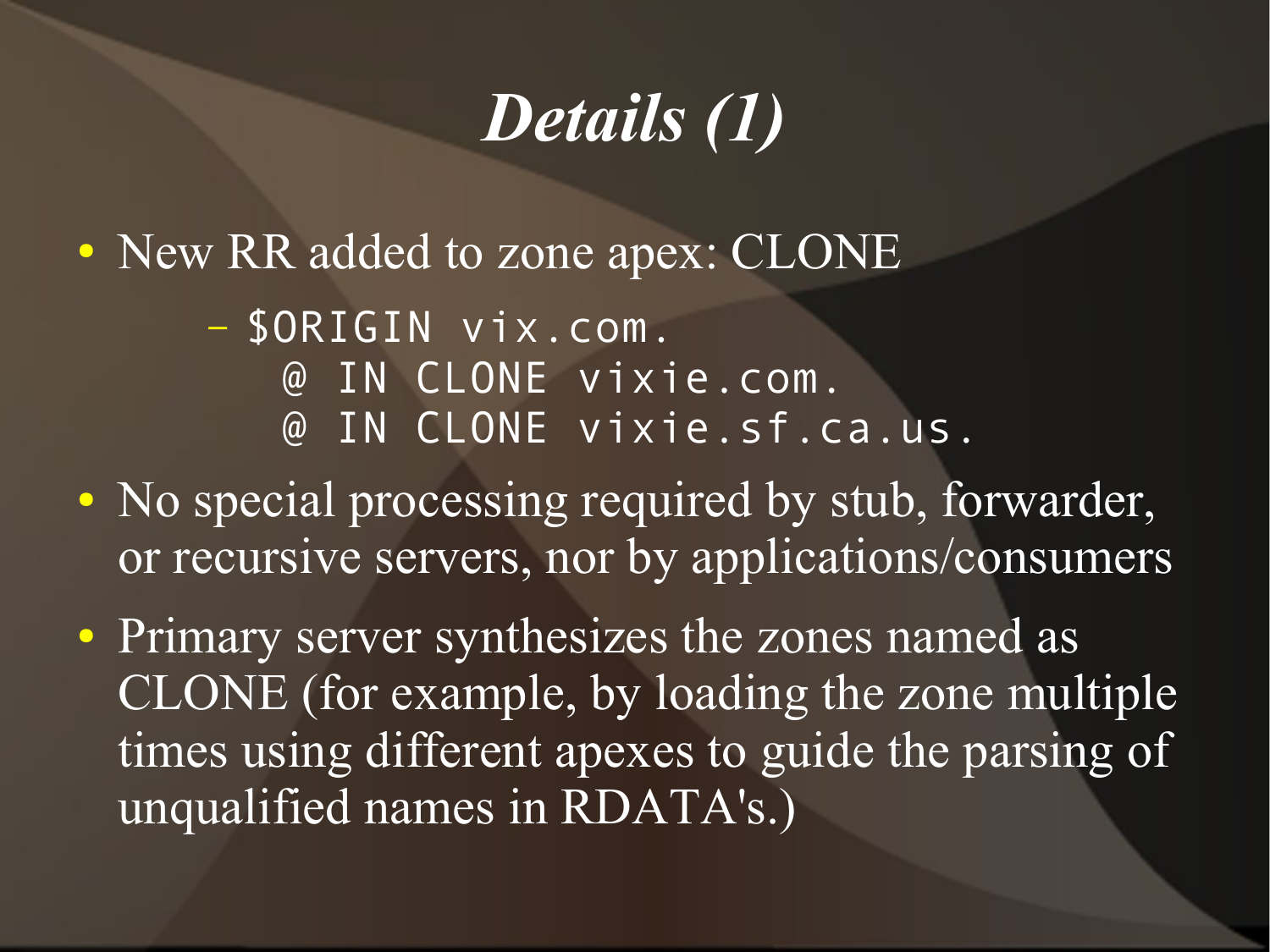# *Details (1)*

- New RR added to zone apex: CLONE
  - ```
    $ORIGIN vix.com.
      @ IN CLONE vixie.com.
      @ IN CLONE vixie.sf.ca.us.
    ```
- No special processing required by stub, forwarder, or recursive servers, nor by applications/consumers
- Primary server synthesizes the zones named as CLONE (for example, by loading the zone multiple times using different apexes to guide the parsing of unqualified names in RDATA's.)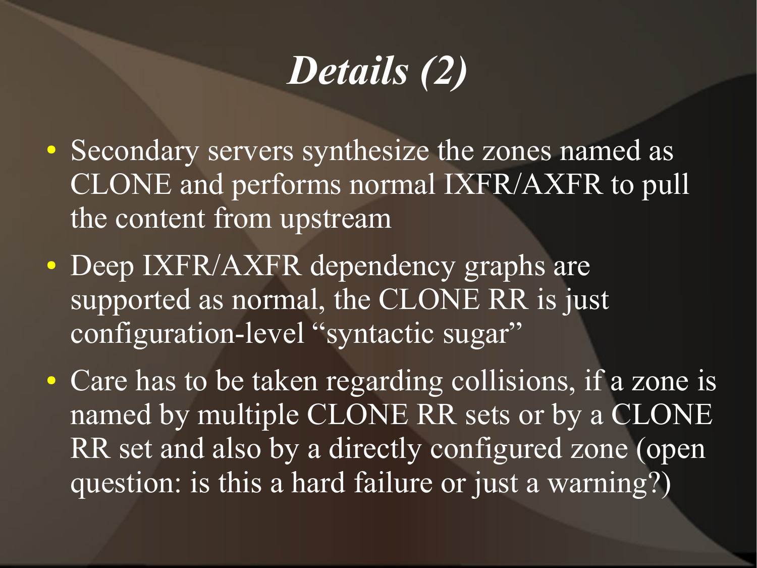# *Details (2)*

- Secondary servers synthesize the zones named as CLONE and performs normal IXFR/AXFR to pull the content from upstream
- Deep IXFR/AXFR dependency graphs are supported as normal, the CLONE RR is just configuration-level "syntactic sugar"
- Care has to be taken regarding collisions, if a zone is named by multiple CLONE RR sets or by a CLONE RR set and also by a directly configured zone (open question: is this a hard failure or just a warning?)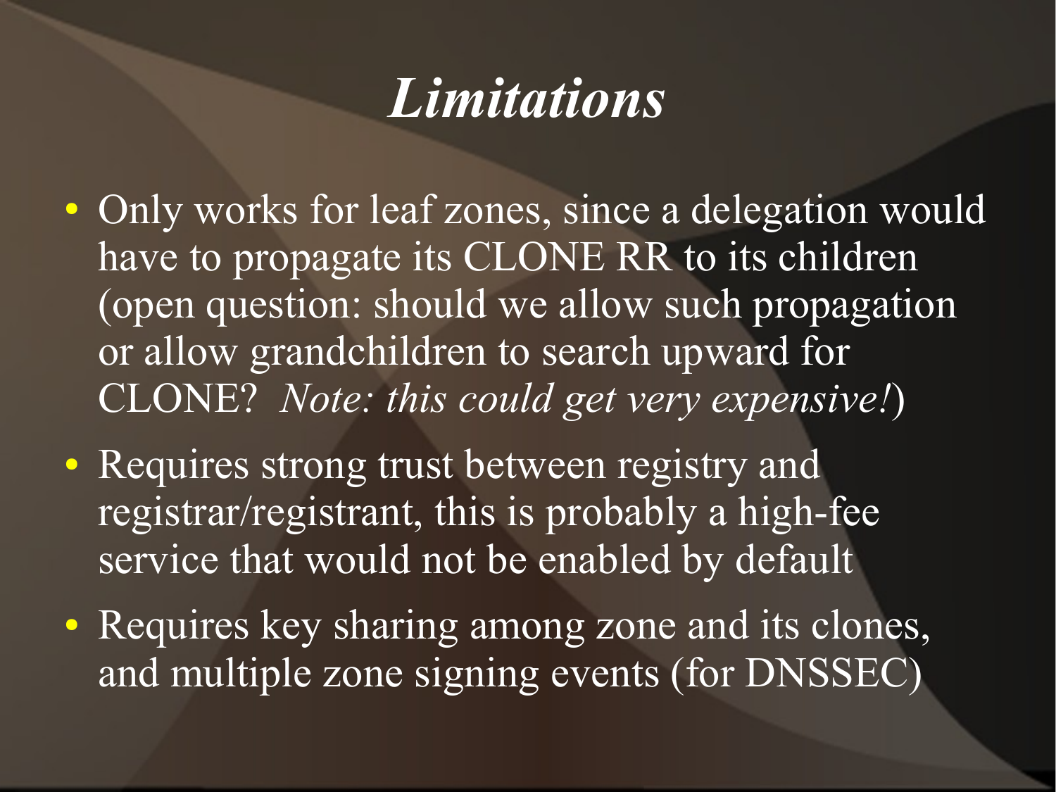# *Limitations*

- Only works for leaf zones, since a delegation would have to propagate its CLONE RR to its children (open question: should we allow such propagation or allow grandchildren to search upward for CLONE? *Note: this could get very expensive!*)
- Requires strong trust between registry and registrar/registrant, this is probably a high-fee service that would not be enabled by default
- Requires key sharing among zone and its clones, and multiple zone signing events (for DNSSEC)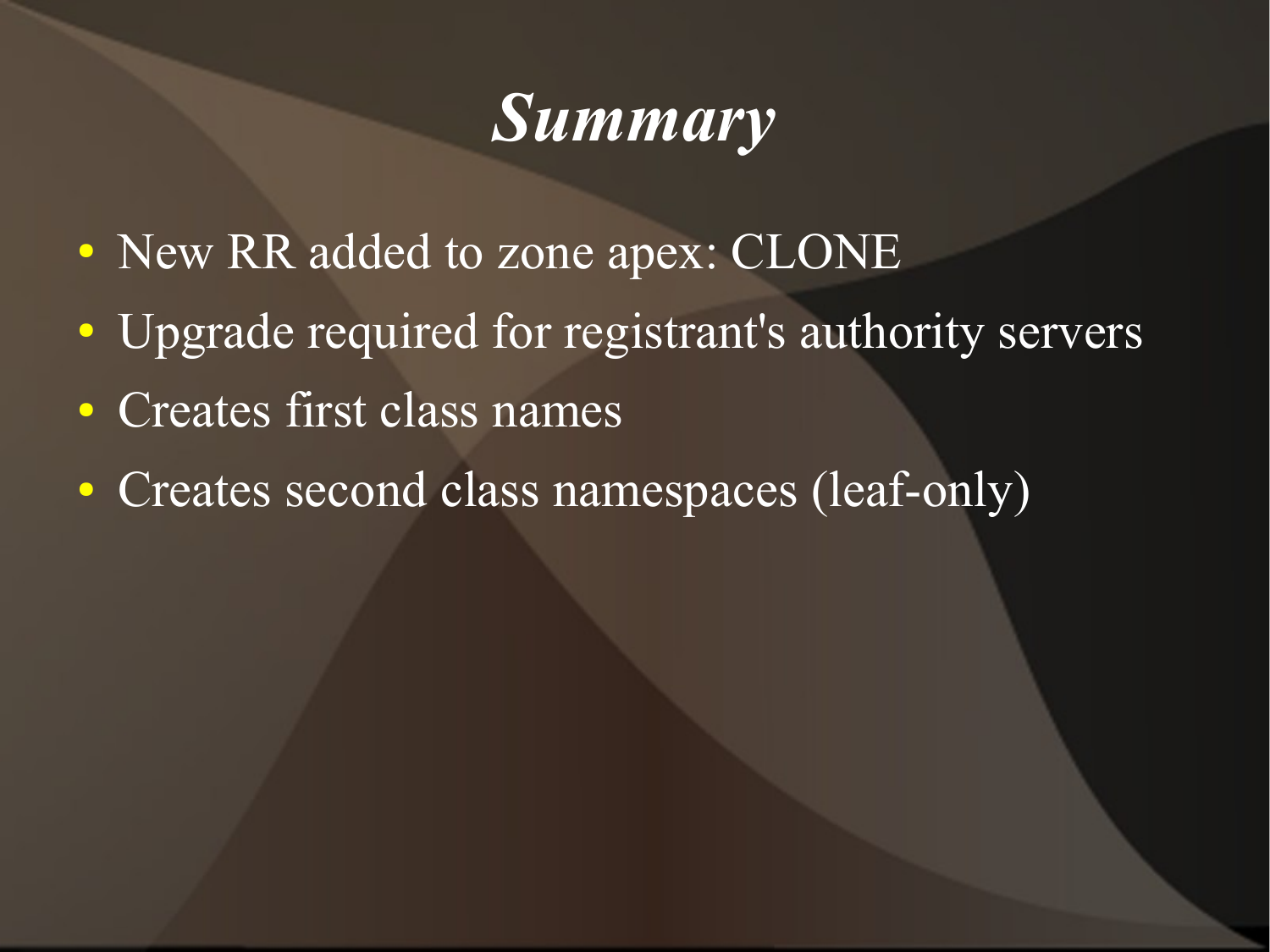# *Summary*

- New RR added to zone apex: CLONE
- Upgrade required for registrant's authority servers
- Creates first class names
- Creates second class namespaces (leaf-only)